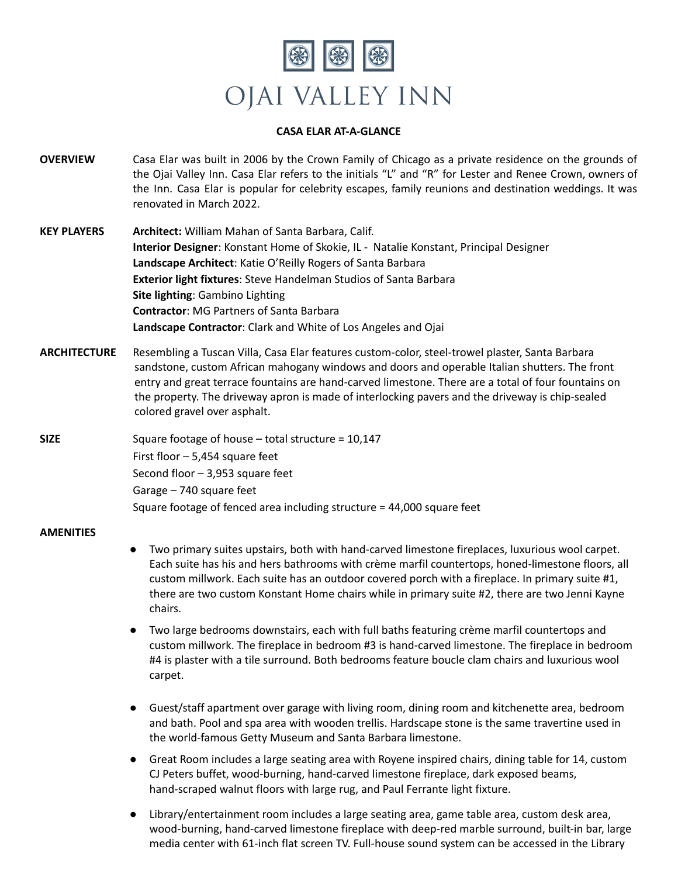# OJAI VALLEY INN

## CASA ELAR AT-A-GLANCE

**OVERVIEW**

Casa Elar was built in 2006 by the Crown Family of Chicago as a private residence on the grounds of the Ojai Valley Inn. Casa Elar refers to the initials "L" and "R" for Lester and Renee Crown, owners of the Inn. Casa Elar is popular for celebrity escapes, family reunions and destination weddings. It was renovated in March 2022.

**KEY PLAYERS**

**Architect:** William Mahan of Santa Barbara, Calif.
**Interior Designer**: Konstant Home of Skokie, IL - Natalie Konstant, Principal Designer
**Landscape Architect**: Katie O'Reilly Rogers of Santa Barbara
**Exterior light fixtures**: Steve Handelman Studios of Santa Barbara
**Site lighting**: Gambino Lighting
**Contractor**: MG Partners of Santa Barbara
**Landscape Contractor**: Clark and White of Los Angeles and Ojai

**ARCHITECTURE**

Resembling a Tuscan Villa, Casa Elar features custom-color, steel-trowel plaster, Santa Barbara sandstone, custom African mahogany windows and doors and operable Italian shutters. The front entry and great terrace fountains are hand-carved limestone. There are a total of four fountains on the property. The driveway apron is made of interlocking pavers and the driveway is chip-sealed colored gravel over asphalt.

**SIZE**

Square footage of house – total structure = 10,147
First floor – 5,454 square feet
Second floor – 3,953 square feet
Garage – 740 square feet
Square footage of fenced area including structure = 44,000 square feet

**AMENITIES**

- Two primary suites upstairs, both with hand-carved limestone fireplaces, luxurious wool carpet. Each suite has his and hers bathrooms with crème marfil countertops, honed-limestone floors, all custom millwork. Each suite has an outdoor covered porch with a fireplace. In primary suite #1, there are two custom Konstant Home chairs while in primary suite #2, there are two Jenni Kayne chairs.
- Two large bedrooms downstairs, each with full baths featuring crème marfil countertops and custom millwork. The fireplace in bedroom #3 is hand-carved limestone. The fireplace in bedroom #4 is plaster with a tile surround. Both bedrooms feature boucle clam chairs and luxurious wool carpet.
- Guest/staff apartment over garage with living room, dining room and kitchenette area, bedroom and bath. Pool and spa area with wooden trellis. Hardscape stone is the same travertine used in the world-famous Getty Museum and Santa Barbara limestone.
- Great Room includes a large seating area with Royene inspired chairs, dining table for 14, custom CJ Peters buffet, wood-burning, hand-carved limestone fireplace, dark exposed beams, hand-scraped walnut floors with large rug, and Paul Ferrante light fixture.
- Library/entertainment room includes a large seating area, game table area, custom desk area, wood-burning, hand-carved limestone fireplace with deep-red marble surround, built-in bar, large media center with 61-inch flat screen TV. Full-house sound system can be accessed in the Library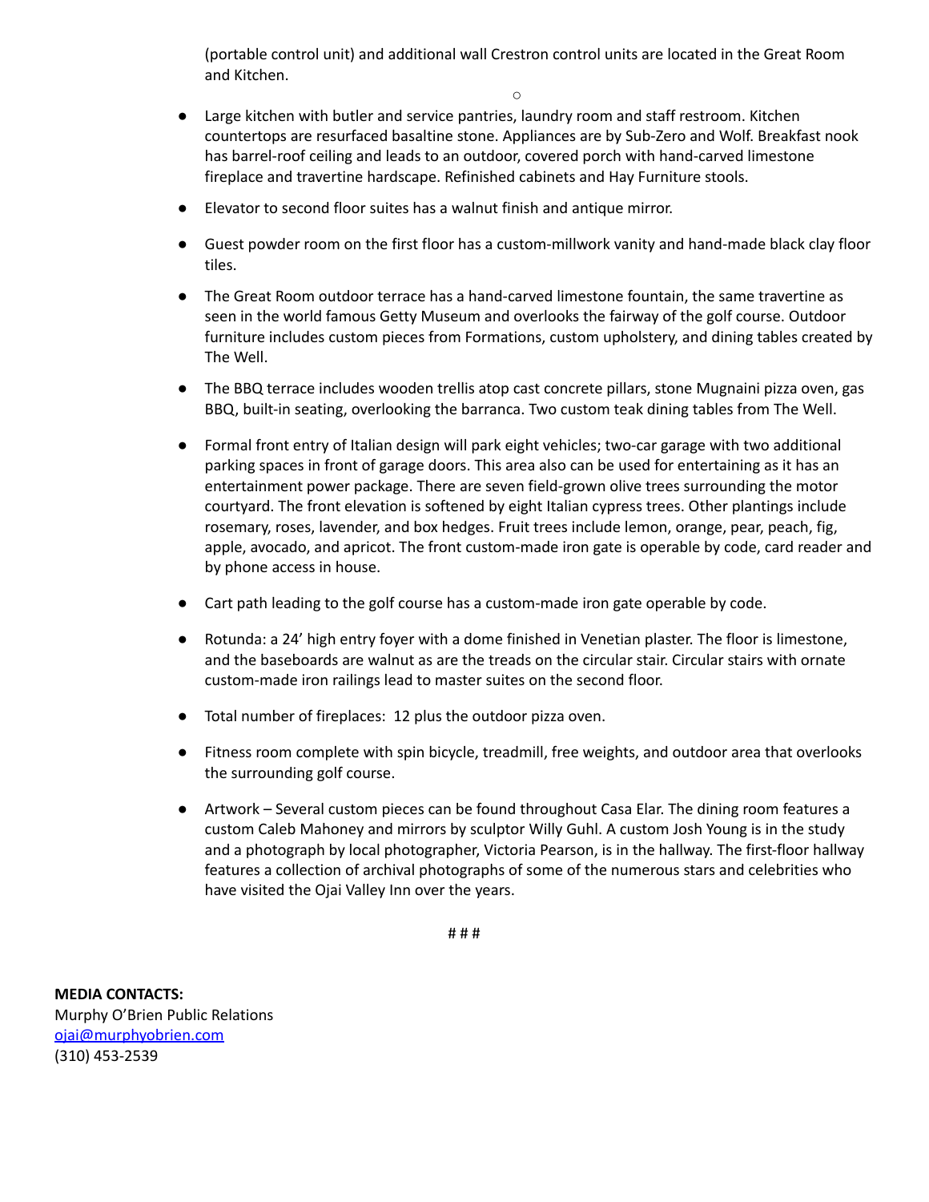(portable control unit) and additional wall Crestron control units are located in the Great Room and Kitchen.

○

- Large kitchen with butler and service pantries, laundry room and staff restroom. Kitchen countertops are resurfaced basaltine stone. Appliances are by Sub-Zero and Wolf. Breakfast nook has barrel-roof ceiling and leads to an outdoor, covered porch with hand-carved limestone fireplace and travertine hardscape. Refinished cabinets and Hay Furniture stools.
- Elevator to second floor suites has a walnut finish and antique mirror.
- Guest powder room on the first floor has a custom-millwork vanity and hand-made black clay floor tiles.
- The Great Room outdoor terrace has a hand-carved limestone fountain, the same travertine as seen in the world famous Getty Museum and overlooks the fairway of the golf course. Outdoor furniture includes custom pieces from Formations, custom upholstery, and dining tables created by The Well.
- The BBQ terrace includes wooden trellis atop cast concrete pillars, stone Mugnaini pizza oven, gas BBQ, built-in seating, overlooking the barranca. Two custom teak dining tables from The Well.
- Formal front entry of Italian design will park eight vehicles; two-car garage with two additional parking spaces in front of garage doors. This area also can be used for entertaining as it has an entertainment power package. There are seven field-grown olive trees surrounding the motor courtyard. The front elevation is softened by eight Italian cypress trees. Other plantings include rosemary, roses, lavender, and box hedges. Fruit trees include lemon, orange, pear, peach, fig, apple, avocado, and apricot. The front custom-made iron gate is operable by code, card reader and by phone access in house.
- Cart path leading to the golf course has a custom-made iron gate operable by code.
- Rotunda: a 24' high entry foyer with a dome finished in Venetian plaster. The floor is limestone, and the baseboards are walnut as are the treads on the circular stair. Circular stairs with ornate custom-made iron railings lead to master suites on the second floor.
- Total number of fireplaces: 12 plus the outdoor pizza oven.
- Fitness room complete with spin bicycle, treadmill, free weights, and outdoor area that overlooks the surrounding golf course.
- Artwork – Several custom pieces can be found throughout Casa Elar. The dining room features a custom Caleb Mahoney and mirrors by sculptor Willy Guhl. A custom Josh Young is in the study and a photograph by local photographer, Victoria Pearson, is in the hallway. The first-floor hallway features a collection of archival photographs of some of the numerous stars and celebrities who have visited the Ojai Valley Inn over the years.

# # #

**MEDIA CONTACTS:**
Murphy O'Brien Public Relations
ojai@murphyobrien.com
(310) 453-2539